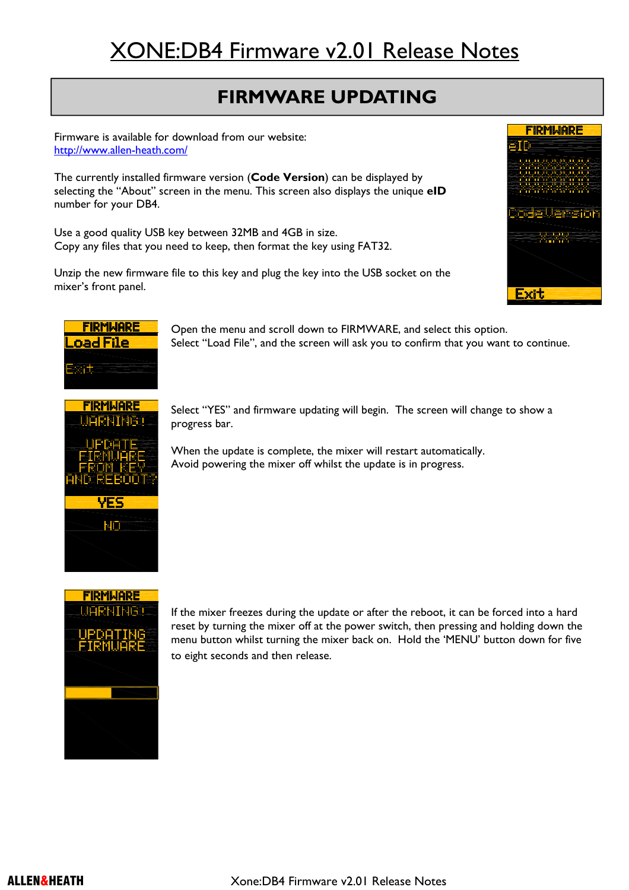# XONE:DB4 Firmware v2.01 Release Notes

## FIRMWARE UPDATING

Firmware is available for download from our website:
http://www.allen-heath.com/

The currently installed firmware version (**Code Version**) can be displayed by selecting the "About" screen in the menu. This screen also displays the unique **eID** number for your DB4.

Use a good quality USB key between 32MB and 4GB in size.
Copy any files that you need to keep, then format the key using FAT32.

Unzip the new firmware file to this key and plug the key into the USB socket on the mixer's front panel.

Open the menu and scroll down to FIRMWARE, and select this option.
Select "Load File", and the screen will ask you to confirm that you want to continue.

Select "YES" and firmware updating will begin. The screen will change to show a progress bar.

When the update is complete, the mixer will restart automatically.
Avoid powering the mixer off whilst the update is in progress.

If the mixer freezes during the update or after the reboot, it can be forced into a hard reset by turning the mixer off at the power switch, then pressing and holding down the menu button whilst turning the mixer back on. Hold the 'MENU' button down for five to eight seconds and then release.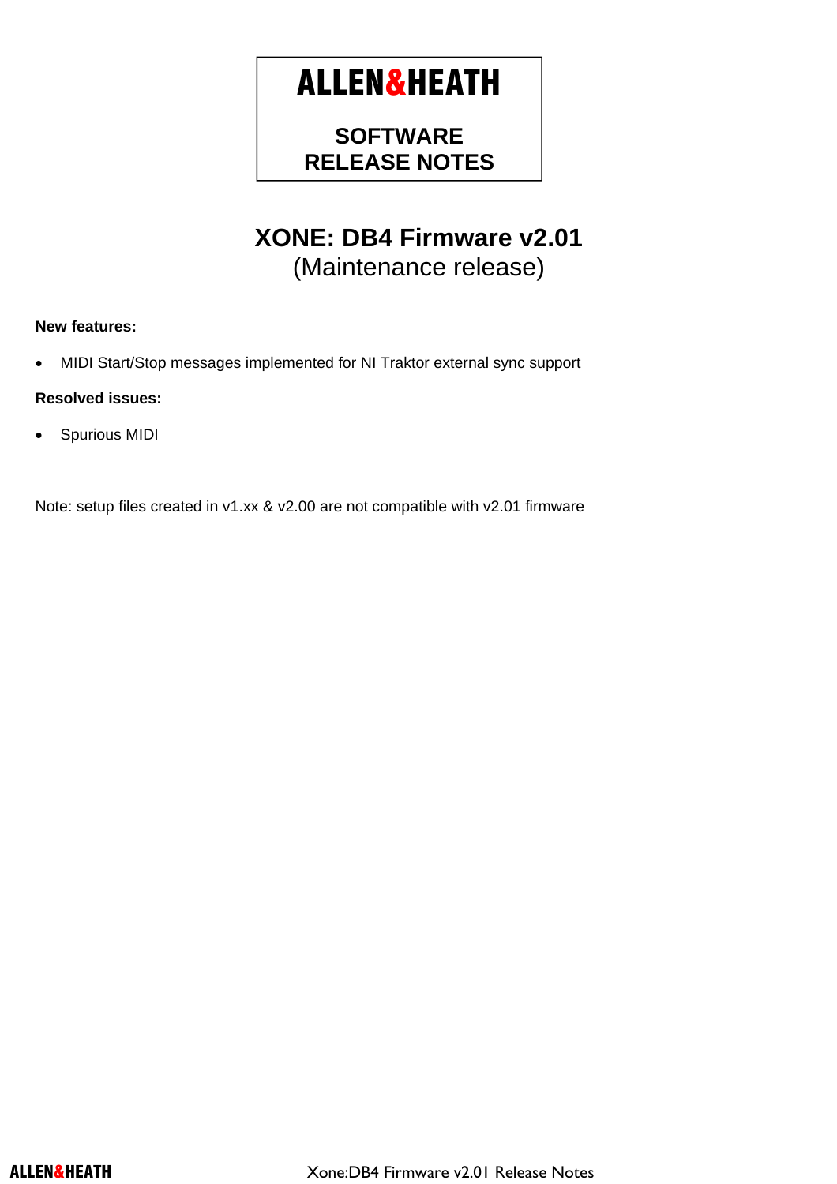ALLEN&HEATH

**SOFTWARE RELEASE NOTES**

# XONE: DB4 Firmware v2.01

(Maintenance release)

**New features:**

- MIDI Start/Stop messages implemented for NI Traktor external sync support

**Resolved issues:**

- Spurious MIDI

Note: setup files created in v1.xx & v2.00 are not compatible with v2.01 firmware